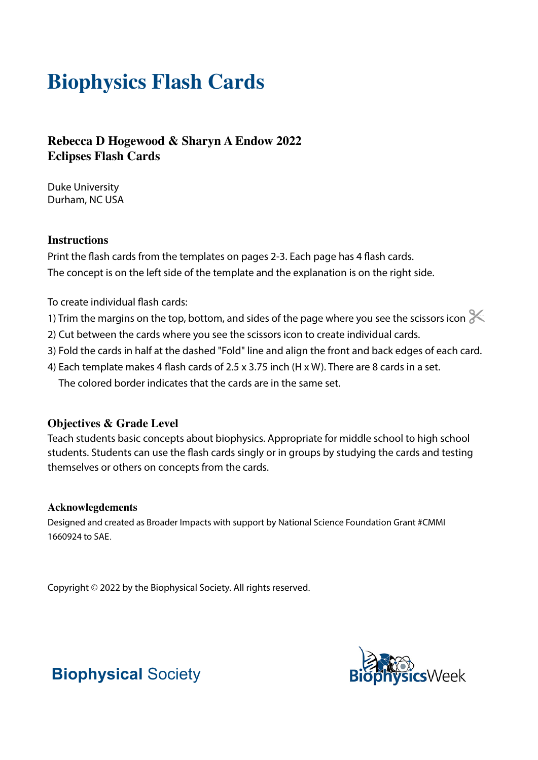# Biophysics Flash Cards

### Rebecca D Hogewood & Sharyn A Endow 2022
### Eclipses Flash Cards

Duke University
Durham, NC USA

#### Instructions

Print the flash cards from the templates on pages 2-3. Each page has 4 flash cards.
The concept is on the left side of the template and the explanation is on the right side.

To create individual flash cards:

1) Trim the margins on the top, bottom, and sides of the page where you see the scissors icon ✂
2) Cut between the cards where you see the scissors icon to create individual cards.
3) Fold the cards in half at the dashed "Fold" line and align the front and back edges of each card.
4) Each template makes 4 flash cards of 2.5 x 3.75 inch (H x W). There are 8 cards in a set.
   The colored border indicates that the cards are in the same set.

#### Objectives & Grade Level

Teach students basic concepts about biophysics. Appropriate for middle school to high school students. Students can use the flash cards singly or in groups by studying the cards and testing themselves or others on concepts from the cards.

#### Acknowlegdements

Designed and created as Broader Impacts with support by National Science Foundation Grant #CMMI 1660924 to SAE.

Copyright © 2022 by the Biophysical Society. All rights reserved.

**Biophysical** Society

**Biophysics**Week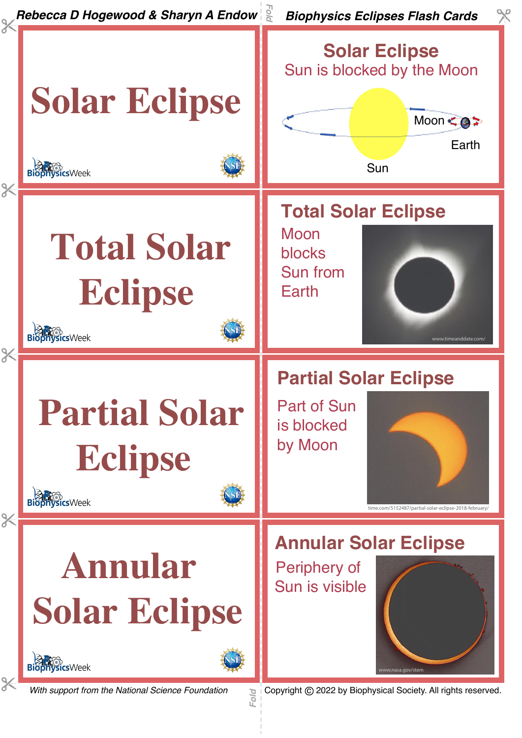Rebecca D Hogewood & Sharyn A Endow

Biophysics Eclipses Flash Cards

# Solar Eclipse

BiophysicsWeek

## Solar Eclipse

Sun is blocked by the Moon

Moon

Earth

Sun

# Total Solar Eclipse

BiophysicsWeek

## Total Solar Eclipse

Moon blocks Sun from Earth

www.timeanddate.com/

# Partial Solar Eclipse

BiophysicsWeek

## Partial Solar Eclipse

Part of Sun is blocked by Moon

time.com/5152487/partial-solar-eclipse-2018-february/

# Annular Solar Eclipse

BiophysicsWeek

## Annular Solar Eclipse

Periphery of Sun is visible

www.nasa.gov/stem

*With support from the National Science Foundation*

Copyright © 2022 by Biophysical Society. All rights reserved.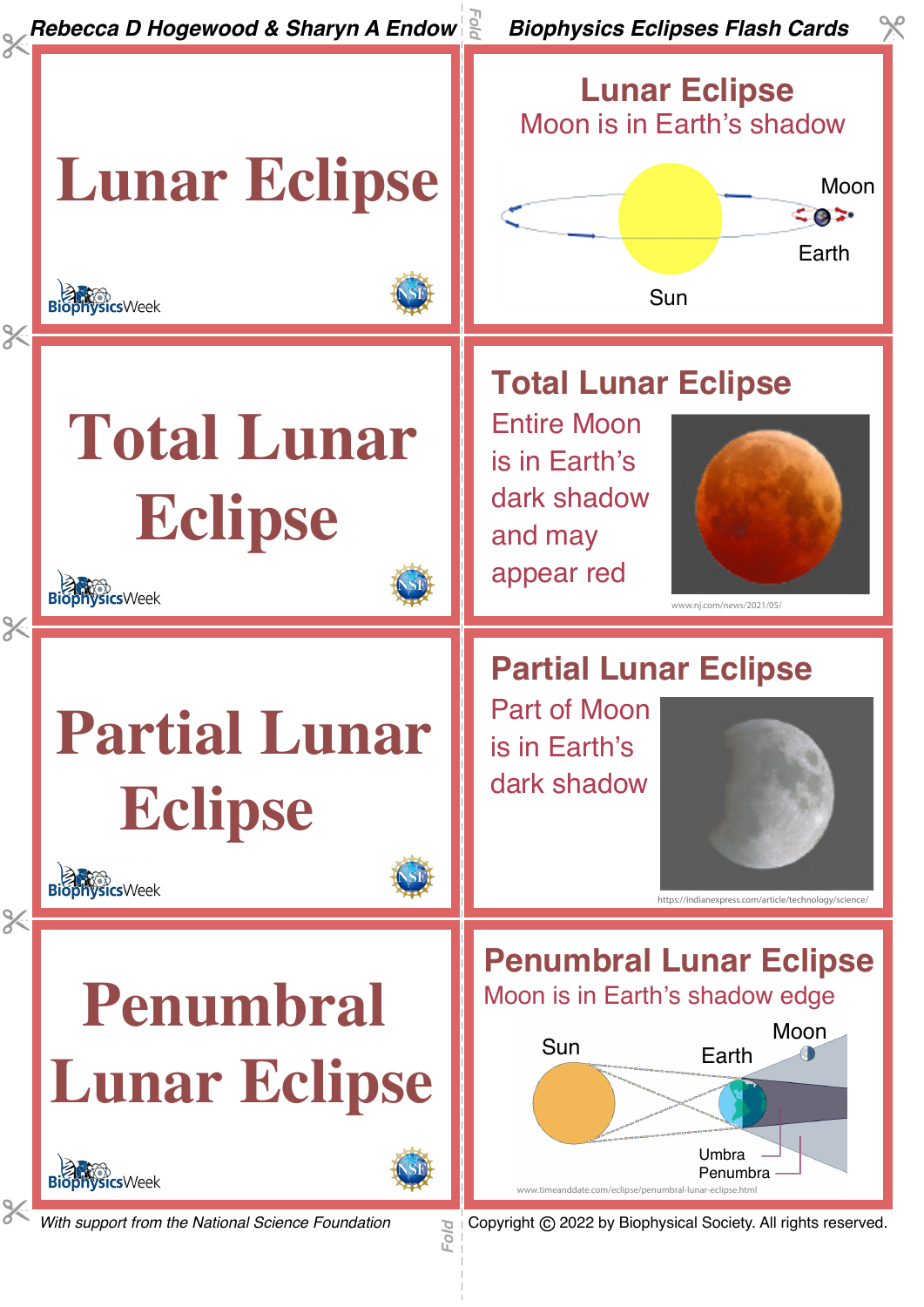Rebecca D Hogewood & Sharyn A Endow

Biophysics Eclipses Flash Cards

# Lunar Eclipse

BiophysicsWeek

## Lunar Eclipse

Moon is in Earth's shadow

Moon

Earth

Sun

# Total Lunar Eclipse

BiophysicsWeek

## Total Lunar Eclipse

Entire Moon is in Earth's dark shadow and may appear red

www.nj.com/news/2021/05/

# Partial Lunar Eclipse

BiophysicsWeek

## Partial Lunar Eclipse

Part of Moon is in Earth's dark shadow

https://indianexpress.com/article/technology/science/

# Penumbral Lunar Eclipse

BiophysicsWeek

## Penumbral Lunar Eclipse

Moon is in Earth's shadow edge

Sun

Moon

Earth

Umbra

Penumbra

www.timeanddate.com/eclipse/penumbral-lunar-eclipse.html

*With support from the National Science Foundation*

Copyright © 2022 by Biophysical Society. All rights reserved.